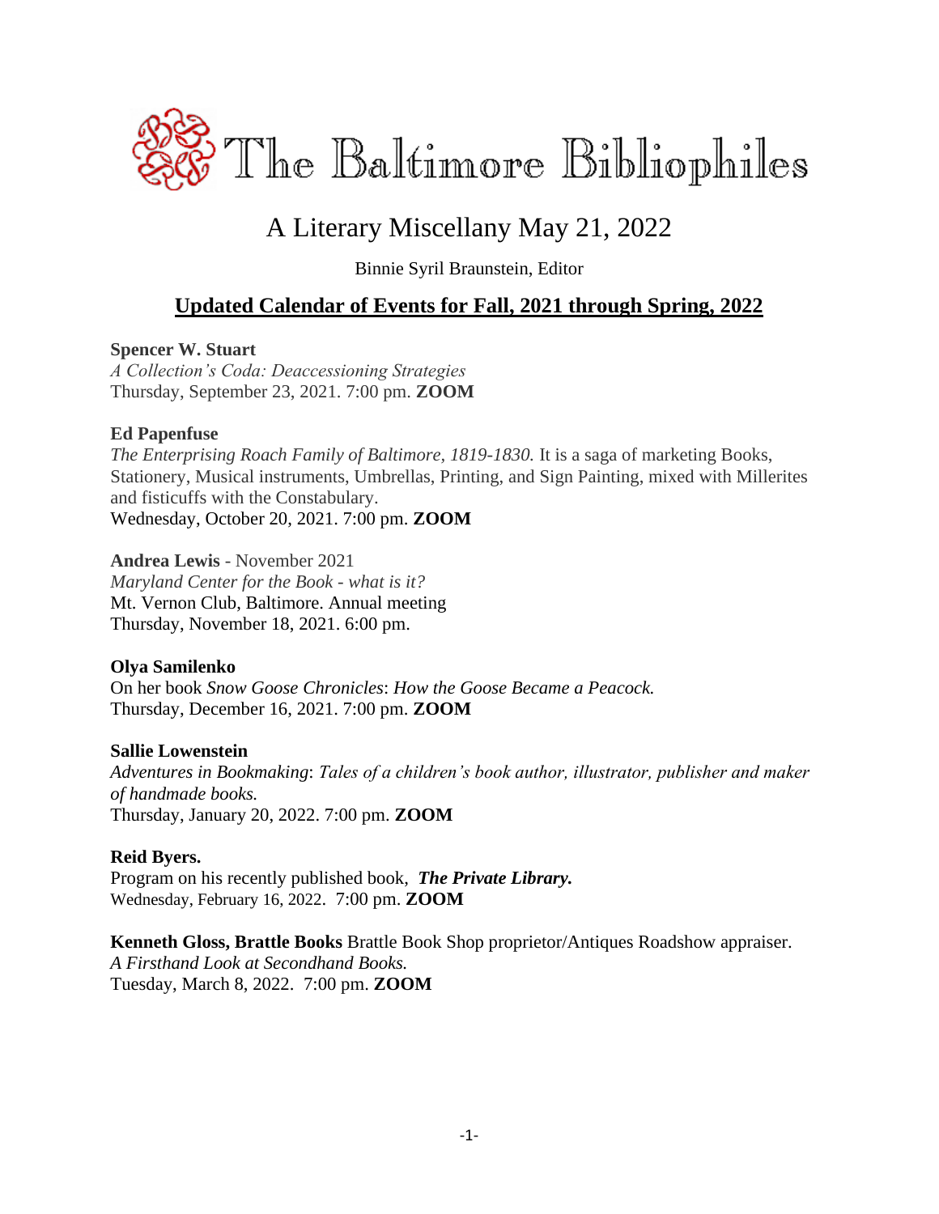# The Baltimore Bibliophiles

## A Literary Miscellany May 21, 2022

Binnie Syril Braunstein, Editor

## Updated Calendar of Events for Fall, 2021 through Spring, 2022

**Spencer W. Stuart**
*A Collection's Coda: Deaccessioning Strategies*
Thursday, September 23, 2021. 7:00 pm. **ZOOM**

**Ed Papenfuse**
*The Enterprising Roach Family of Baltimore, 1819-1830.* It is a saga of marketing Books, Stationery, Musical instruments, Umbrellas, Printing, and Sign Painting, mixed with Millerites and fisticuffs with the Constabulary.
Wednesday, October 20, 2021. 7:00 pm. **ZOOM**

**Andrea Lewis** - November 2021
*Maryland Center for the Book - what is it?*
Mt. Vernon Club, Baltimore. Annual meeting
Thursday, November 18, 2021. 6:00 pm.

**Olya Samilenko**
On her book *Snow Goose Chronicles*: *How the Goose Became a Peacock.*
Thursday, December 16, 2021. 7:00 pm. **ZOOM**

**Sallie Lowenstein**
*Adventures in Bookmaking*: *Tales of a children's book author, illustrator, publisher and maker of handmade books.*
Thursday, January 20, 2022. 7:00 pm. **ZOOM**

**Reid Byers.**
Program on his recently published book, ***The Private Library.***
Wednesday, February 16, 2022. 7:00 pm. **ZOOM**

**Kenneth Gloss, Brattle Books** Brattle Book Shop proprietor/Antiques Roadshow appraiser.
*A Firsthand Look at Secondhand Books.*
Tuesday, March 8, 2022. 7:00 pm. **ZOOM**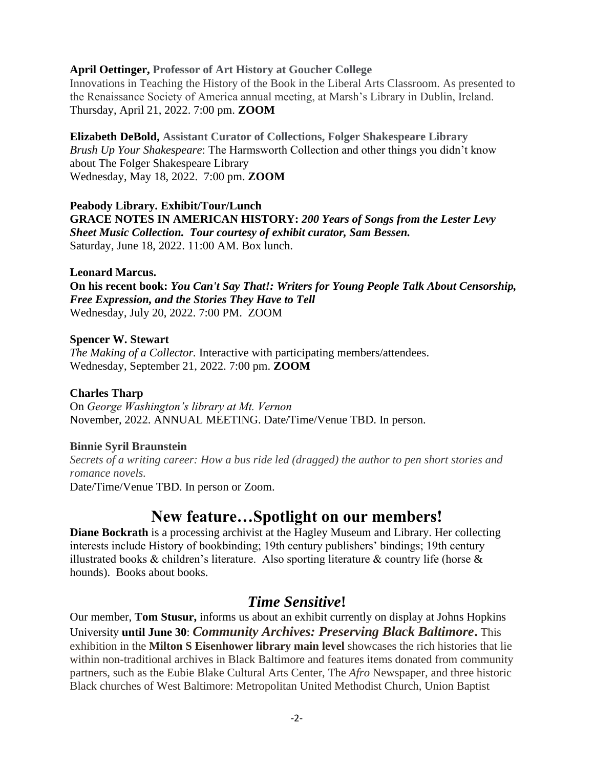**April Oettinger, Professor of Art History at Goucher College**
Innovations in Teaching the History of the Book in the Liberal Arts Classroom. As presented to the Renaissance Society of America annual meeting, at Marsh's Library in Dublin, Ireland.
Thursday, April 21, 2022. 7:00 pm. **ZOOM**

**Elizabeth DeBold, Assistant Curator of Collections, Folger Shakespeare Library**
*Brush Up Your Shakespeare*: The Harmsworth Collection and other things you didn't know about The Folger Shakespeare Library
Wednesday, May 18, 2022. 7:00 pm. **ZOOM**

**Peabody Library. Exhibit/Tour/Lunch**
**GRACE NOTES IN AMERICAN HISTORY:** ***200 Years of Songs from the Lester Levy Sheet Music Collection. Tour courtesy of exhibit curator, Sam Bessen.***
Saturday, June 18, 2022. 11:00 AM. Box lunch.

**Leonard Marcus.**
**On his recent book:** ***You Can't Say That!: Writers for Young People Talk About Censorship, Free Expression, and the Stories They Have to Tell***
Wednesday, July 20, 2022. 7:00 PM. ZOOM

**Spencer W. Stewart**
*The Making of a Collector.* Interactive with participating members/attendees.
Wednesday, September 21, 2022. 7:00 pm. **ZOOM**

**Charles Tharp**
On *George Washington's library at Mt. Vernon*
November, 2022. ANNUAL MEETING. Date/Time/Venue TBD. In person.

**Binnie Syril Braunstein**
*Secrets of a writing career: How a bus ride led (dragged) the author to pen short stories and romance novels.*
Date/Time/Venue TBD. In person or Zoom.

## New feature…Spotlight on our members!

**Diane Bockrath** is a processing archivist at the Hagley Museum and Library. Her collecting interests include History of bookbinding; 19th century publishers' bindings; 19th century illustrated books & children's literature. Also sporting literature & country life (horse & hounds). Books about books.

## *Time Sensitive*!

Our member, **Tom Stusur,** informs us about an exhibit currently on display at Johns Hopkins University **until June 30**: ***Community Archives: Preserving Black Baltimore*.** This exhibition in the **Milton S Eisenhower library main level** showcases the rich histories that lie within non-traditional archives in Black Baltimore and features items donated from community partners, such as the Eubie Blake Cultural Arts Center, The *Afro* Newspaper, and three historic Black churches of West Baltimore: Metropolitan United Methodist Church, Union Baptist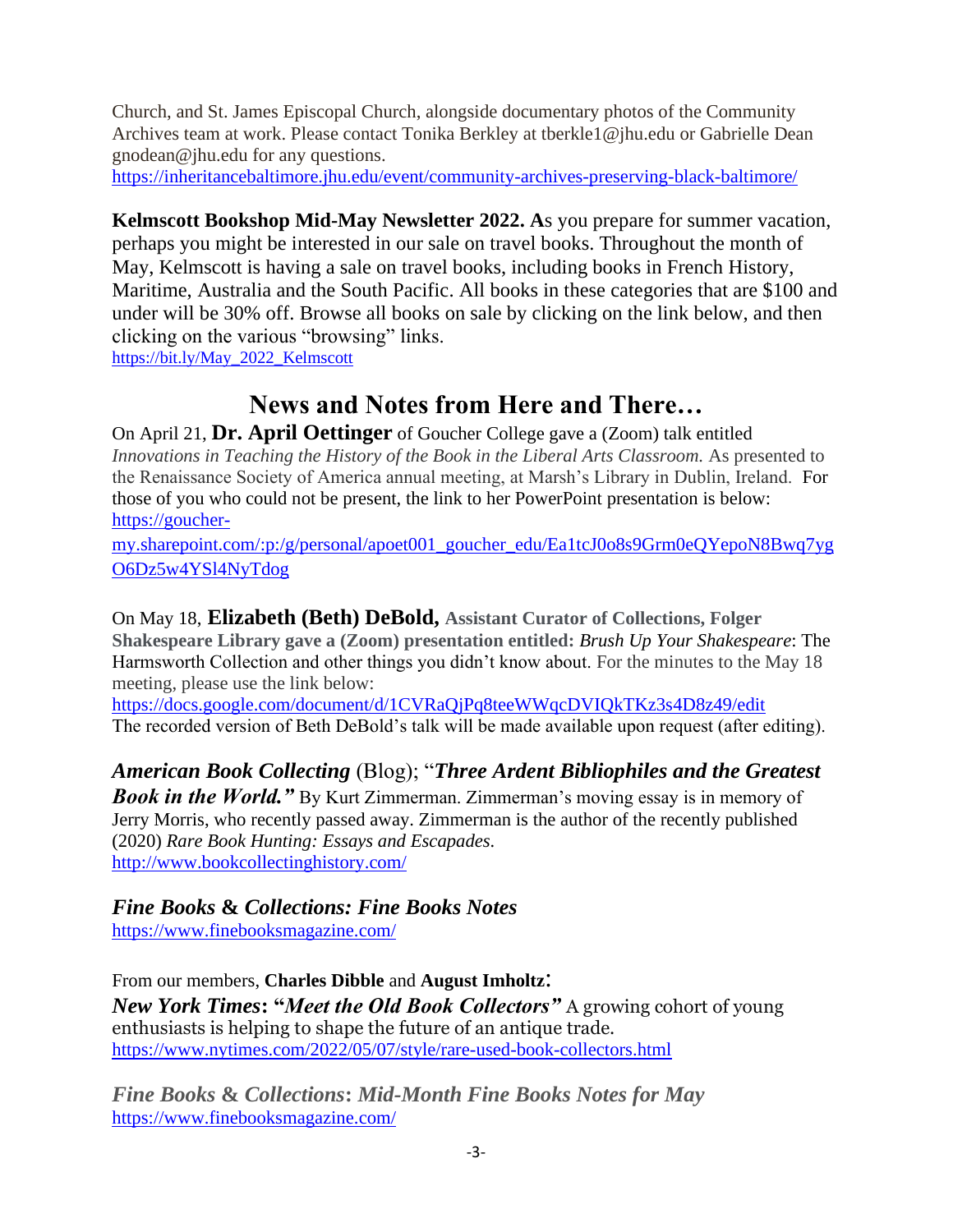Church, and St. James Episcopal Church, alongside documentary photos of the Community Archives team at work. Please contact Tonika Berkley at tberkle1@jhu.edu or Gabrielle Dean gnodean@jhu.edu for any questions.
https://inheritancebaltimore.jhu.edu/event/community-archives-preserving-black-baltimore/

**Kelmscott Bookshop Mid-May Newsletter 2022. A**s you prepare for summer vacation, perhaps you might be interested in our sale on travel books. Throughout the month of May, Kelmscott is having a sale on travel books, including books in French History, Maritime, Australia and the South Pacific. All books in these categories that are $100 and under will be 30% off. Browse all books on sale by clicking on the link below, and then clicking on the various "browsing" links.
https://bit.ly/May_2022_Kelmscott

## News and Notes from Here and There…

On April 21, **Dr. April Oettinger** of Goucher College gave a (Zoom) talk entitled *Innovations in Teaching the History of the Book in the Liberal Arts Classroom.* As presented to the Renaissance Society of America annual meeting, at Marsh's Library in Dublin, Ireland. For those of you who could not be present, the link to her PowerPoint presentation is below:
https://goucher-my.sharepoint.com/:p:/g/personal/apoet001_goucher_edu/Ea1tcJ0o8s9Grm0eQYepoN8Bwq7ygO6Dz5w4YSl4NyTdog

On May 18, **Elizabeth (Beth) DeBold, Assistant Curator of Collections, Folger Shakespeare Library gave a (Zoom) presentation entitled:** *Brush Up Your Shakespeare*: The Harmsworth Collection and other things you didn't know about. For the minutes to the May 18 meeting, please use the link below:
https://docs.google.com/document/d/1CVRaQjPq8teeWWqcDVIQkTKz3s4D8z49/edit
The recorded version of Beth DeBold's talk will be made available upon request (after editing).

***American Book Collecting*** (Blog); "***Three Ardent Bibliophiles and the Greatest Book in the World."*** By Kurt Zimmerman. Zimmerman's moving essay is in memory of Jerry Morris, who recently passed away. Zimmerman is the author of the recently published (2020) *Rare Book Hunting: Essays and Escapades*.
http://www.bookcollectinghistory.com/

***Fine Books & Collections: Fine Books Notes***
https://www.finebooksmagazine.com/

From our members, **Charles Dibble** and **August Imholtz**:
***New York Times*****: "*Meet the Old Book Collectors"*** A growing cohort of young enthusiasts is helping to shape the future of an antique trade.
https://www.nytimes.com/2022/05/07/style/rare-used-book-collectors.html

***Fine Books & Collections*****: *Mid-Month Fine Books Notes for May***
https://www.finebooksmagazine.com/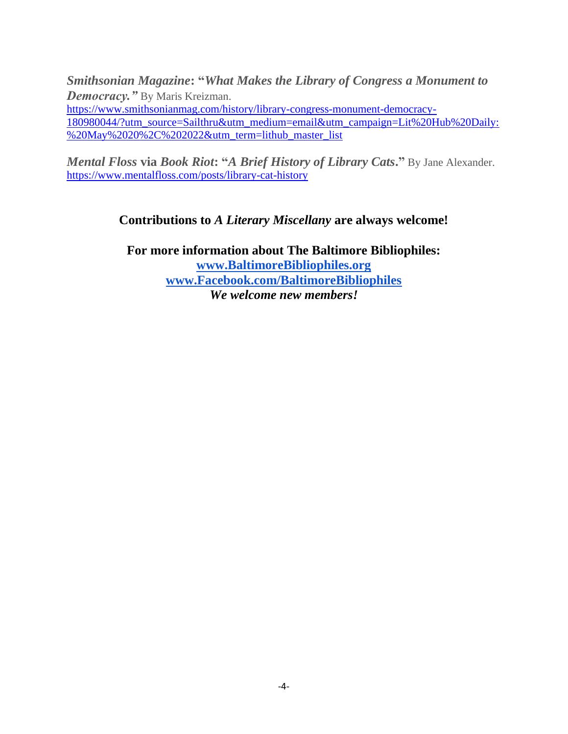***Smithsonian Magazine*: "*What Makes the Library of Congress a Monument to Democracy.*"** By Maris Kreizman.
https://www.smithsonianmag.com/history/library-congress-monument-democracy-180980044/?utm_source=Sailthru&utm_medium=email&utm_campaign=Lit%20Hub%20Daily:%20May%2020%2C%202022&utm_term=lithub_master_list

***Mental Floss* via *Book Riot*: "*A Brief History of Library Cats*."** By Jane Alexander.
https://www.mentalfloss.com/posts/library-cat-history

**Contributions to *A Literary Miscellany* are always welcome!**

**For more information about The Baltimore Bibliophiles:**
**www.BaltimoreBibliophiles.org**
**www.Facebook.com/BaltimoreBibliophiles**
***We welcome new members!***